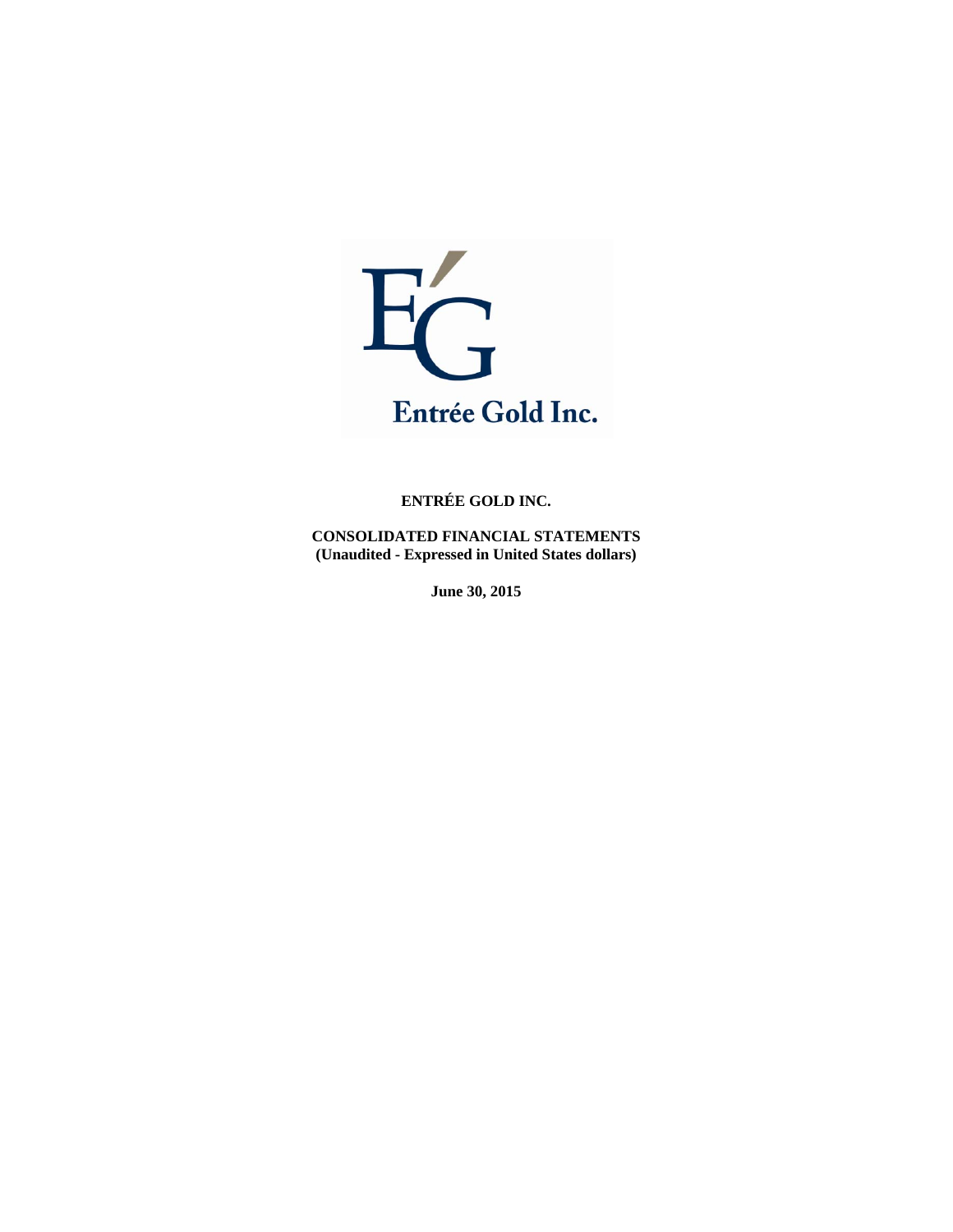Entrée Gold Inc.

# ENTRÉE GOLD INC.

**CONSOLIDATED FINANCIAL STATEMENTS**
**(Unaudited - Expressed in United States dollars)**

**June 30, 2015**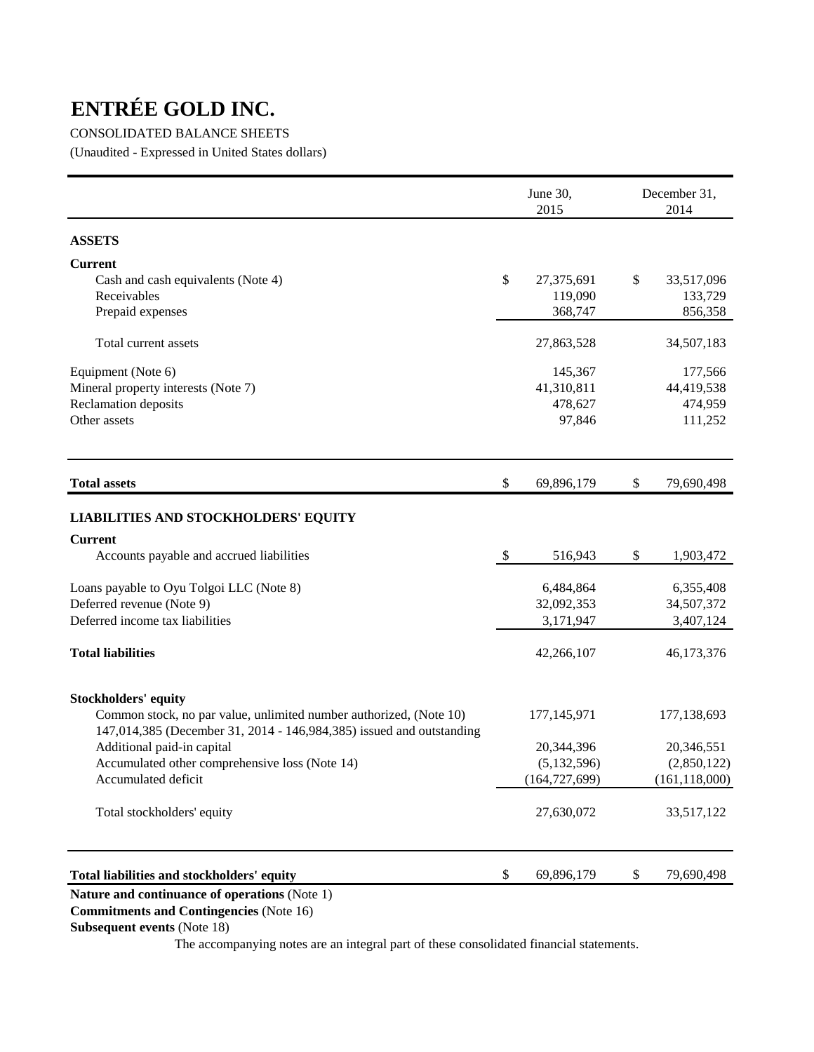# ENTRÉE GOLD INC.

CONSOLIDATED BALANCE SHEETS

(Unaudited - Expressed in United States dollars)

| | June 30, 2015 | December 31, 2014 |
|---|---|---|
| **ASSETS** | | |
| **Current** | | |
| Cash and cash equivalents (Note 4) | $ 27,375,691 | $ 33,517,096 |
| Receivables | 119,090 | 133,729 |
| Prepaid expenses | 368,747 | 856,358 |
| Total current assets | 27,863,528 | 34,507,183 |
| Equipment (Note 6) | 145,367 | 177,566 |
| Mineral property interests (Note 7) | 41,310,811 | 44,419,538 |
| Reclamation deposits | 478,627 | 474,959 |
| Other assets | 97,846 | 111,252 |
| **Total assets** | $ 69,896,179 | $ 79,690,498 |
| **LIABILITIES AND STOCKHOLDERS' EQUITY** | | |
| **Current** | | |
| Accounts payable and accrued liabilities | $ 516,943 | $ 1,903,472 |
| Loans payable to Oyu Tolgoi LLC (Note 8) | 6,484,864 | 6,355,408 |
| Deferred revenue (Note 9) | 32,092,353 | 34,507,372 |
| Deferred income tax liabilities | 3,171,947 | 3,407,124 |
| **Total liabilities** | 42,266,107 | 46,173,376 |
| **Stockholders' equity** | | |
| Common stock, no par value, unlimited number authorized, (Note 10) 147,014,385 (December 31, 2014 - 146,984,385) issued and outstanding | 177,145,971 | 177,138,693 |
| Additional paid-in capital | 20,344,396 | 20,346,551 |
| Accumulated other comprehensive loss (Note 14) | (5,132,596) | (2,850,122) |
| Accumulated deficit | (164,727,699) | (161,118,000) |
| Total stockholders' equity | 27,630,072 | 33,517,122 |
| **Total liabilities and stockholders' equity** | $ 69,896,179 | $ 79,690,498 |

**Nature and continuance of operations** (Note 1)

**Commitments and Contingencies** (Note 16)

**Subsequent events** (Note 18)

The accompanying notes are an integral part of these consolidated financial statements.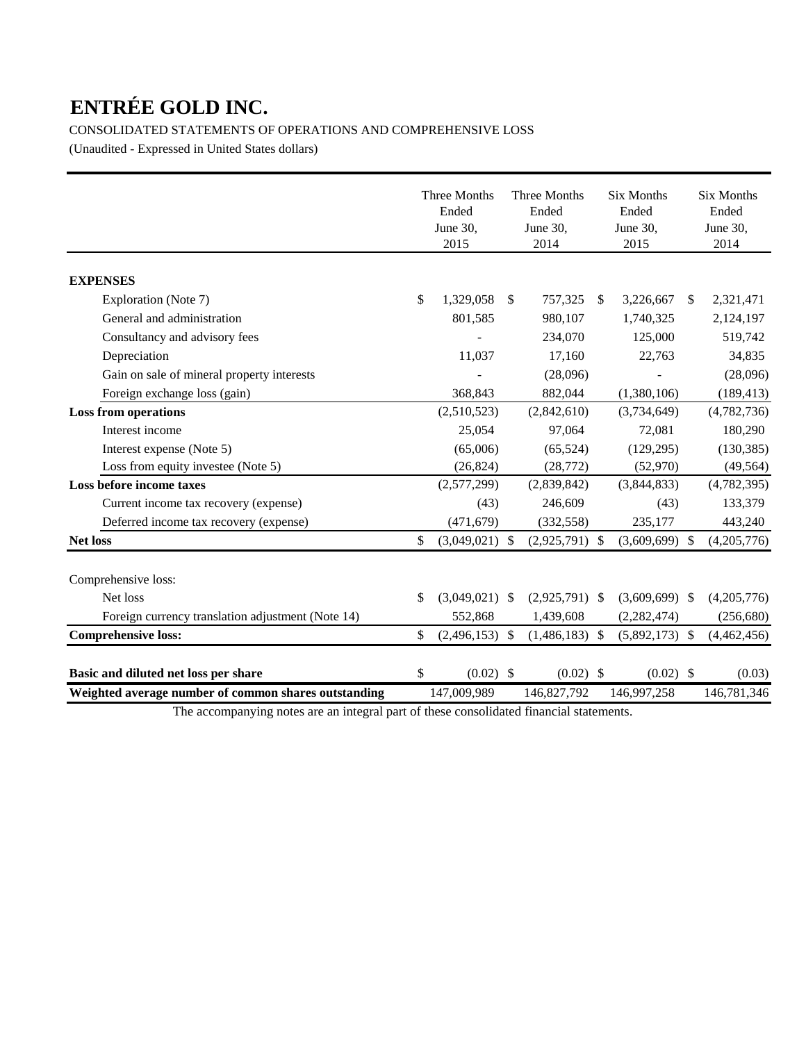# ENTRÉE GOLD INC.

CONSOLIDATED STATEMENTS OF OPERATIONS AND COMPREHENSIVE LOSS

(Unaudited - Expressed in United States dollars)

| | Three Months Ended June 30, 2015 | Three Months Ended June 30, 2014 | Six Months Ended June 30, 2015 | Six Months Ended June 30, 2014 |
|---|---|---|---|---|
| **EXPENSES** | | | | |
| Exploration (Note 7) | $ 1,329,058 | $ 757,325 | $ 3,226,667 | $ 2,321,471 |
| General and administration | 801,585 | 980,107 | 1,740,325 | 2,124,197 |
| Consultancy and advisory fees | - | 234,070 | 125,000 | 519,742 |
| Depreciation | 11,037 | 17,160 | 22,763 | 34,835 |
| Gain on sale of mineral property interests | - | (28,096) | - | (28,096) |
| Foreign exchange loss (gain) | 368,843 | 882,044 | (1,380,106) | (189,413) |
| **Loss from operations** | (2,510,523) | (2,842,610) | (3,734,649) | (4,782,736) |
| Interest income | 25,054 | 97,064 | 72,081 | 180,290 |
| Interest expense (Note 5) | (65,006) | (65,524) | (129,295) | (130,385) |
| Loss from equity investee (Note 5) | (26,824) | (28,772) | (52,970) | (49,564) |
| **Loss before income taxes** | (2,577,299) | (2,839,842) | (3,844,833) | (4,782,395) |
| Current income tax recovery (expense) | (43) | 246,609 | (43) | 133,379 |
| Deferred income tax recovery (expense) | (471,679) | (332,558) | 235,177 | 443,240 |
| **Net loss** | $ (3,049,021) | $ (2,925,791) | $ (3,609,699) | $ (4,205,776) |
| | | | | |
| Comprehensive loss: | | | | |
| Net loss | $ (3,049,021) | $ (2,925,791) | $ (3,609,699) | $ (4,205,776) |
| Foreign currency translation adjustment (Note 14) | 552,868 | 1,439,608 | (2,282,474) | (256,680) |
| **Comprehensive loss:** | $ (2,496,153) | $ (1,486,183) | $ (5,892,173) | $ (4,462,456) |
| | | | | |
| **Basic and diluted net loss per share** | $ (0.02) | $ (0.02) | $ (0.02) | $ (0.03) |
| **Weighted average number of common shares outstanding** | 147,009,989 | 146,827,792 | 146,997,258 | 146,781,346 |

The accompanying notes are an integral part of these consolidated financial statements.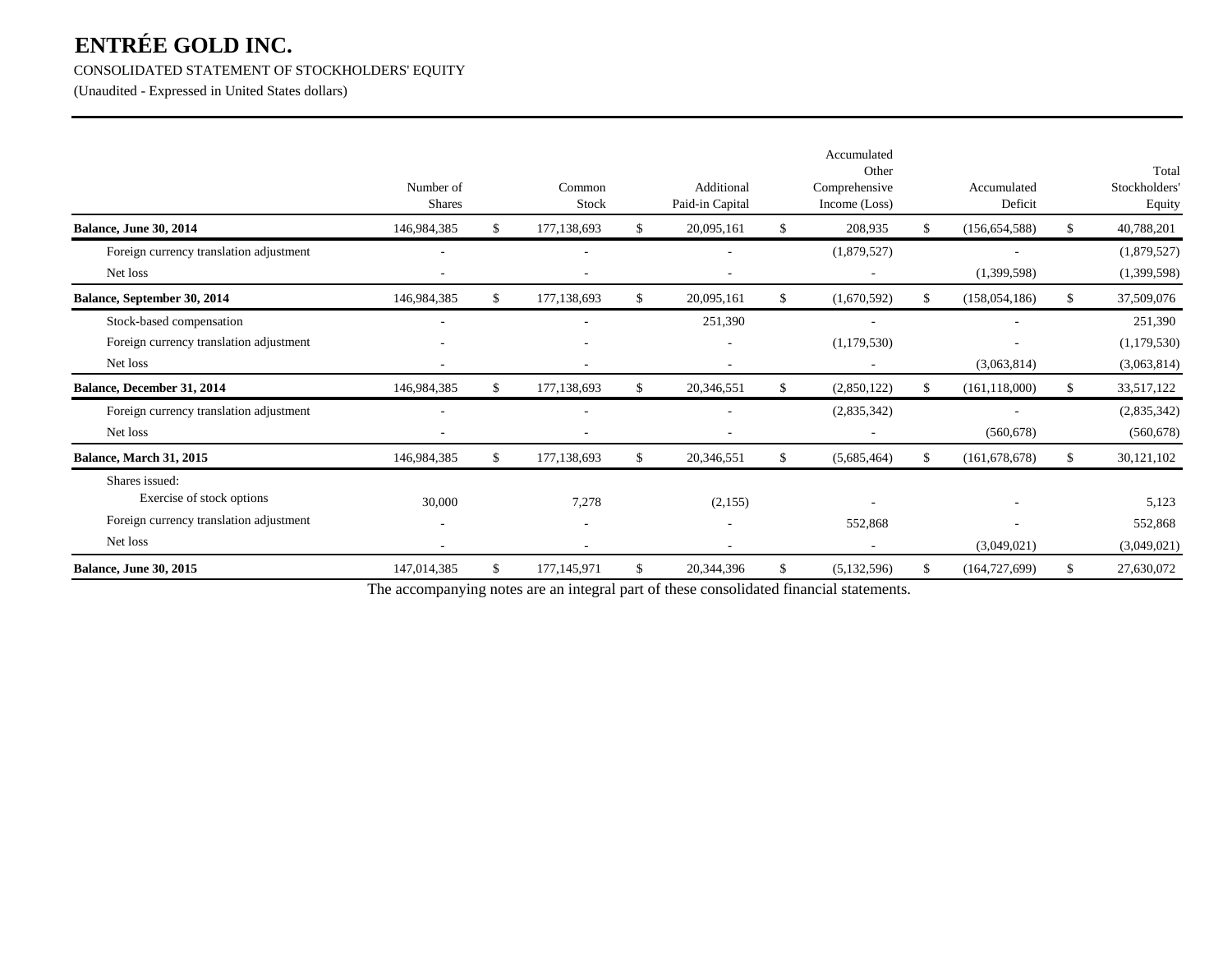# ENTRÉE GOLD INC.

CONSOLIDATED STATEMENT OF STOCKHOLDERS' EQUITY

(Unaudited - Expressed in United States dollars)

| | Number of Shares | Common Stock | Additional Paid-in Capital | Accumulated Other Comprehensive Income (Loss) | Accumulated Deficit | Total Stockholders' Equity |
|---|---|---|---|---|---|---|
| **Balance, June 30, 2014** | 146,984,385 | $ 177,138,693 | $ 20,095,161 | $ 208,935 | $ (156,654,588) | $ 40,788,201 |
| Foreign currency translation adjustment | - | - | - | (1,879,527) | - | (1,879,527) |
| Net loss | - | - | - | - | (1,399,598) | (1,399,598) |
| **Balance, September 30, 2014** | 146,984,385 | $ 177,138,693 | $ 20,095,161 | $ (1,670,592) | $ (158,054,186) | $ 37,509,076 |
| Stock-based compensation | - | - | 251,390 | - | - | 251,390 |
| Foreign currency translation adjustment | - | - | - | (1,179,530) | - | (1,179,530) |
| Net loss | - | - | - | - | (3,063,814) | (3,063,814) |
| **Balance, December 31, 2014** | 146,984,385 | $ 177,138,693 | $ 20,346,551 | $ (2,850,122) | $ (161,118,000) | $ 33,517,122 |
| Foreign currency translation adjustment | - | - | - | (2,835,342) | - | (2,835,342) |
| Net loss | - | - | - | - | (560,678) | (560,678) |
| **Balance, March 31, 2015** | 146,984,385 | $ 177,138,693 | $ 20,346,551 | $ (5,685,464) | $ (161,678,678) | $ 30,121,102 |
| Shares issued: | | | | | | |
| Exercise of stock options | 30,000 | 7,278 | (2,155) | - | - | 5,123 |
| Foreign currency translation adjustment | - | - | - | 552,868 | - | 552,868 |
| Net loss | - | - | - | - | (3,049,021) | (3,049,021) |
| **Balance, June 30, 2015** | 147,014,385 | $ 177,145,971 | $ 20,344,396 | $ (5,132,596) | $ (164,727,699) | $ 27,630,072 |

The accompanying notes are an integral part of these consolidated financial statements.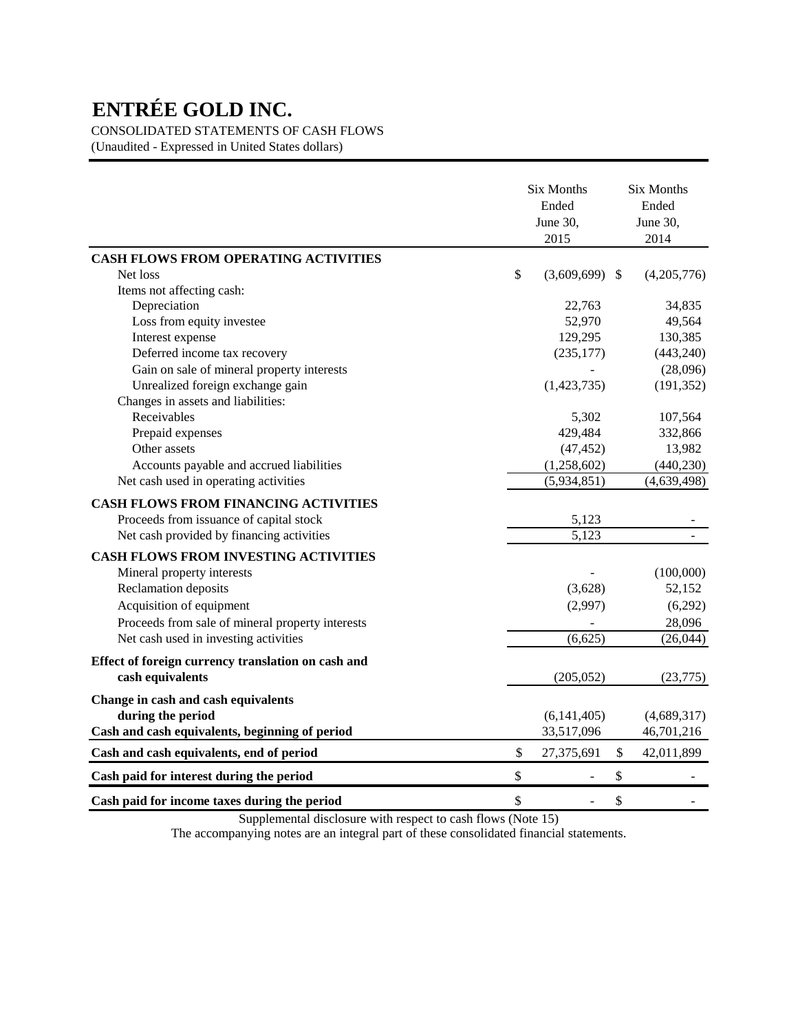# ENTRÉE GOLD INC.

CONSOLIDATED STATEMENTS OF CASH FLOWS
(Unaudited - Expressed in United States dollars)

| | Six Months Ended June 30, 2015 | Six Months Ended June 30, 2014 |
|---|---|---|
| **CASH FLOWS FROM OPERATING ACTIVITIES** | | |
| Net loss | $ (3,609,699) | $ (4,205,776) |
| Items not affecting cash: | | |
| Depreciation | 22,763 | 34,835 |
| Loss from equity investee | 52,970 | 49,564 |
| Interest expense | 129,295 | 130,385 |
| Deferred income tax recovery | (235,177) | (443,240) |
| Gain on sale of mineral property interests | - | (28,096) |
| Unrealized foreign exchange gain | (1,423,735) | (191,352) |
| Changes in assets and liabilities: | | |
| Receivables | 5,302 | 107,564 |
| Prepaid expenses | 429,484 | 332,866 |
| Other assets | (47,452) | 13,982 |
| Accounts payable and accrued liabilities | (1,258,602) | (440,230) |
| Net cash used in operating activities | (5,934,851) | (4,639,498) |
| **CASH FLOWS FROM FINANCING ACTIVITIES** | | |
| Proceeds from issuance of capital stock | 5,123 | - |
| Net cash provided by financing activities | 5,123 | - |
| **CASH FLOWS FROM INVESTING ACTIVITIES** | | |
| Mineral property interests | - | (100,000) |
| Reclamation deposits | (3,628) | 52,152 |
| Acquisition of equipment | (2,997) | (6,292) |
| Proceeds from sale of mineral property interests | - | 28,096 |
| Net cash used in investing activities | (6,625) | (26,044) |
| **Effect of foreign currency translation on cash and cash equivalents** | (205,052) | (23,775) |
| **Change in cash and cash equivalents during the period** | (6,141,405) | (4,689,317) |
| **Cash and cash equivalents, beginning of period** | 33,517,096 | 46,701,216 |
| **Cash and cash equivalents, end of period** | $ 27,375,691 | $ 42,011,899 |
| **Cash paid for interest during the period** | $ - | $ - |
| **Cash paid for income taxes during the period** | $ - | $ - |

Supplemental disclosure with respect to cash flows (Note 15)

The accompanying notes are an integral part of these consolidated financial statements.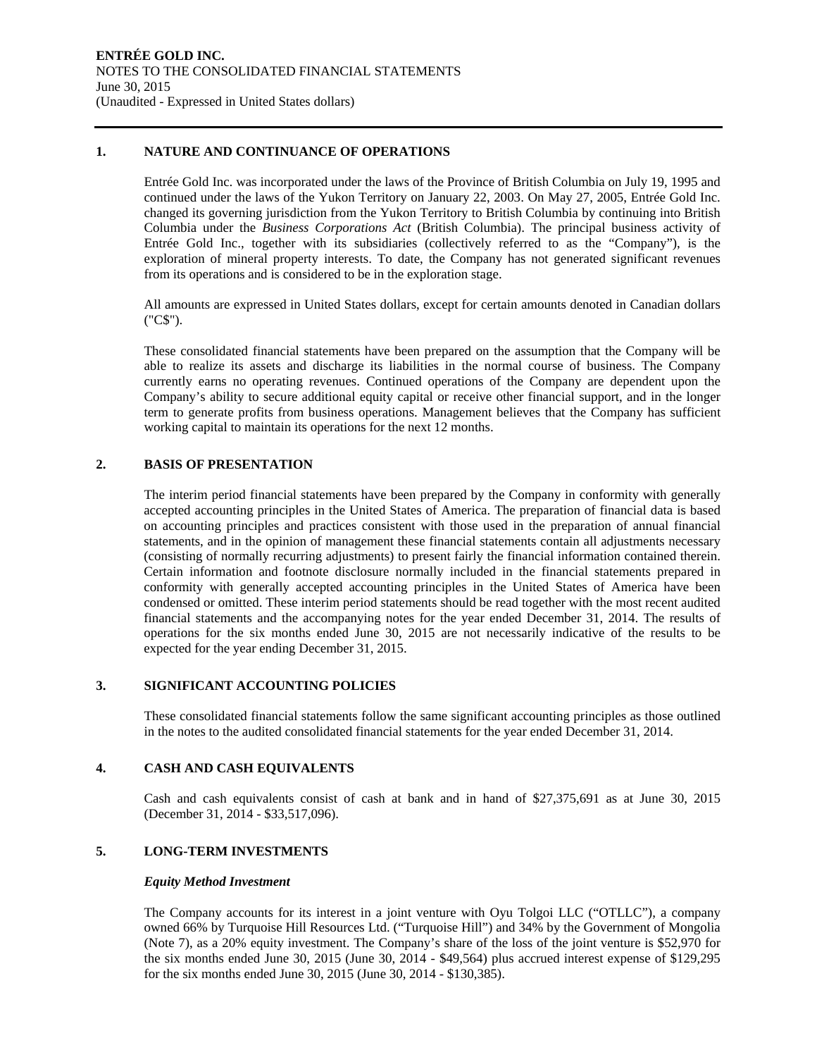## 1. NATURE AND CONTINUANCE OF OPERATIONS

Entrée Gold Inc. was incorporated under the laws of the Province of British Columbia on July 19, 1995 and continued under the laws of the Yukon Territory on January 22, 2003. On May 27, 2005, Entrée Gold Inc. changed its governing jurisdiction from the Yukon Territory to British Columbia by continuing into British Columbia under the *Business Corporations Act* (British Columbia). The principal business activity of Entrée Gold Inc., together with its subsidiaries (collectively referred to as the "Company"), is the exploration of mineral property interests. To date, the Company has not generated significant revenues from its operations and is considered to be in the exploration stage.

All amounts are expressed in United States dollars, except for certain amounts denoted in Canadian dollars ("C$").

These consolidated financial statements have been prepared on the assumption that the Company will be able to realize its assets and discharge its liabilities in the normal course of business. The Company currently earns no operating revenues. Continued operations of the Company are dependent upon the Company's ability to secure additional equity capital or receive other financial support, and in the longer term to generate profits from business operations. Management believes that the Company has sufficient working capital to maintain its operations for the next 12 months.

## 2. BASIS OF PRESENTATION

The interim period financial statements have been prepared by the Company in conformity with generally accepted accounting principles in the United States of America. The preparation of financial data is based on accounting principles and practices consistent with those used in the preparation of annual financial statements, and in the opinion of management these financial statements contain all adjustments necessary (consisting of normally recurring adjustments) to present fairly the financial information contained therein. Certain information and footnote disclosure normally included in the financial statements prepared in conformity with generally accepted accounting principles in the United States of America have been condensed or omitted. These interim period statements should be read together with the most recent audited financial statements and the accompanying notes for the year ended December 31, 2014. The results of operations for the six months ended June 30, 2015 are not necessarily indicative of the results to be expected for the year ending December 31, 2015.

## 3. SIGNIFICANT ACCOUNTING POLICIES

These consolidated financial statements follow the same significant accounting principles as those outlined in the notes to the audited consolidated financial statements for the year ended December 31, 2014.

## 4. CASH AND CASH EQUIVALENTS

Cash and cash equivalents consist of cash at bank and in hand of $27,375,691 as at June 30, 2015 (December 31, 2014 - $33,517,096).

## 5. LONG-TERM INVESTMENTS

***Equity Method Investment***

The Company accounts for its interest in a joint venture with Oyu Tolgoi LLC ("OTLLC"), a company owned 66% by Turquoise Hill Resources Ltd. ("Turquoise Hill") and 34% by the Government of Mongolia (Note 7), as a 20% equity investment. The Company's share of the loss of the joint venture is $52,970 for the six months ended June 30, 2015 (June 30, 2014 - $49,564) plus accrued interest expense of $129,295 for the six months ended June 30, 2015 (June 30, 2014 - $130,385).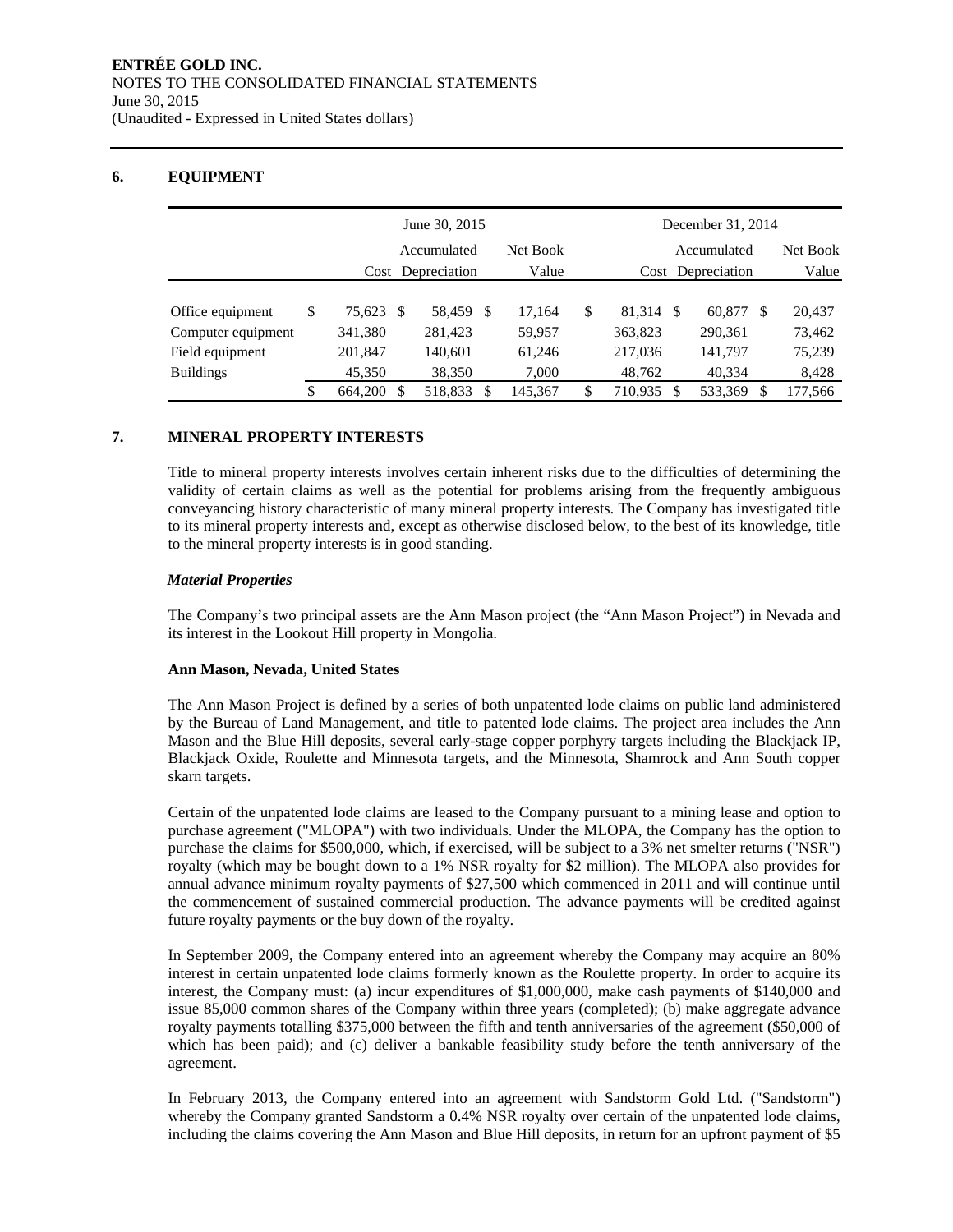## 6. EQUIPMENT

| | June 30, 2015 | | | December 31, 2014 | | |
|---|---|---|---|---|---|---|
| | Cost | Accumulated Depreciation | Net Book Value | Cost | Accumulated Depreciation | Net Book Value |
| Office equipment | $ 75,623 | $ 58,459 | $ 17,164 | $ 81,314 | $ 60,877 | $ 20,437 |
| Computer equipment | 341,380 | 281,423 | 59,957 | 363,823 | 290,361 | 73,462 |
| Field equipment | 201,847 | 140,601 | 61,246 | 217,036 | 141,797 | 75,239 |
| Buildings | 45,350 | 38,350 | 7,000 | 48,762 | 40,334 | 8,428 |
| | $ 664,200 | $ 518,833 | $ 145,367 | $ 710,935 | $ 533,369 | $ 177,566 |

## 7. MINERAL PROPERTY INTERESTS

Title to mineral property interests involves certain inherent risks due to the difficulties of determining the validity of certain claims as well as the potential for problems arising from the frequently ambiguous conveyancing history characteristic of many mineral property interests. The Company has investigated title to its mineral property interests and, except as otherwise disclosed below, to the best of its knowledge, title to the mineral property interests is in good standing.

***Material Properties***

The Company's two principal assets are the Ann Mason project (the "Ann Mason Project") in Nevada and its interest in the Lookout Hill property in Mongolia.

**Ann Mason, Nevada, United States**

The Ann Mason Project is defined by a series of both unpatented lode claims on public land administered by the Bureau of Land Management, and title to patented lode claims. The project area includes the Ann Mason and the Blue Hill deposits, several early-stage copper porphyry targets including the Blackjack IP, Blackjack Oxide, Roulette and Minnesota targets, and the Minnesota, Shamrock and Ann South copper skarn targets.

Certain of the unpatented lode claims are leased to the Company pursuant to a mining lease and option to purchase agreement ("MLOPA") with two individuals. Under the MLOPA, the Company has the option to purchase the claims for $500,000, which, if exercised, will be subject to a 3% net smelter returns ("NSR") royalty (which may be bought down to a 1% NSR royalty for $2 million). The MLOPA also provides for annual advance minimum royalty payments of $27,500 which commenced in 2011 and will continue until the commencement of sustained commercial production. The advance payments will be credited against future royalty payments or the buy down of the royalty.

In September 2009, the Company entered into an agreement whereby the Company may acquire an 80% interest in certain unpatented lode claims formerly known as the Roulette property. In order to acquire its interest, the Company must: (a) incur expenditures of $1,000,000, make cash payments of $140,000 and issue 85,000 common shares of the Company within three years (completed); (b) make aggregate advance royalty payments totalling $375,000 between the fifth and tenth anniversaries of the agreement ($50,000 of which has been paid); and (c) deliver a bankable feasibility study before the tenth anniversary of the agreement.

In February 2013, the Company entered into an agreement with Sandstorm Gold Ltd. ("Sandstorm") whereby the Company granted Sandstorm a 0.4% NSR royalty over certain of the unpatented lode claims, including the claims covering the Ann Mason and Blue Hill deposits, in return for an upfront payment of $5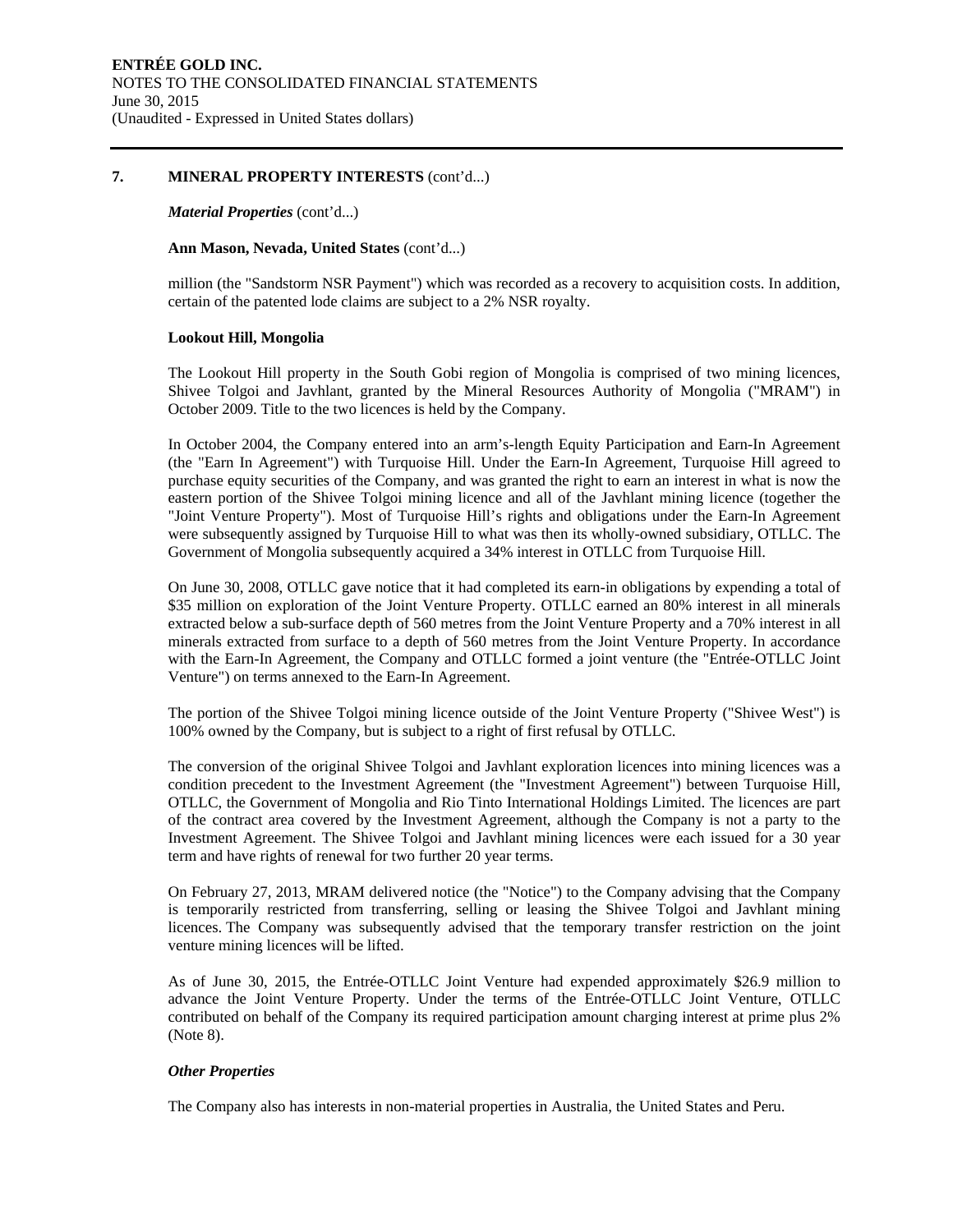## 7. MINERAL PROPERTY INTERESTS (cont'd...)

***Material Properties*** (cont'd...)

**Ann Mason, Nevada, United States** (cont'd...)

million (the "Sandstorm NSR Payment") which was recorded as a recovery to acquisition costs. In addition, certain of the patented lode claims are subject to a 2% NSR royalty.

**Lookout Hill, Mongolia**

The Lookout Hill property in the South Gobi region of Mongolia is comprised of two mining licences, Shivee Tolgoi and Javhlant, granted by the Mineral Resources Authority of Mongolia ("MRAM") in October 2009. Title to the two licences is held by the Company.

In October 2004, the Company entered into an arm's-length Equity Participation and Earn-In Agreement (the "Earn In Agreement") with Turquoise Hill. Under the Earn-In Agreement, Turquoise Hill agreed to purchase equity securities of the Company, and was granted the right to earn an interest in what is now the eastern portion of the Shivee Tolgoi mining licence and all of the Javhlant mining licence (together the "Joint Venture Property"). Most of Turquoise Hill's rights and obligations under the Earn-In Agreement were subsequently assigned by Turquoise Hill to what was then its wholly-owned subsidiary, OTLLC. The Government of Mongolia subsequently acquired a 34% interest in OTLLC from Turquoise Hill.

On June 30, 2008, OTLLC gave notice that it had completed its earn-in obligations by expending a total of \$35 million on exploration of the Joint Venture Property. OTLLC earned an 80% interest in all minerals extracted below a sub-surface depth of 560 metres from the Joint Venture Property and a 70% interest in all minerals extracted from surface to a depth of 560 metres from the Joint Venture Property. In accordance with the Earn-In Agreement, the Company and OTLLC formed a joint venture (the "Entrée-OTLLC Joint Venture") on terms annexed to the Earn-In Agreement.

The portion of the Shivee Tolgoi mining licence outside of the Joint Venture Property ("Shivee West") is 100% owned by the Company, but is subject to a right of first refusal by OTLLC.

The conversion of the original Shivee Tolgoi and Javhlant exploration licences into mining licences was a condition precedent to the Investment Agreement (the "Investment Agreement") between Turquoise Hill, OTLLC, the Government of Mongolia and Rio Tinto International Holdings Limited. The licences are part of the contract area covered by the Investment Agreement, although the Company is not a party to the Investment Agreement. The Shivee Tolgoi and Javhlant mining licences were each issued for a 30 year term and have rights of renewal for two further 20 year terms.

On February 27, 2013, MRAM delivered notice (the "Notice") to the Company advising that the Company is temporarily restricted from transferring, selling or leasing the Shivee Tolgoi and Javhlant mining licences. The Company was subsequently advised that the temporary transfer restriction on the joint venture mining licences will be lifted.

As of June 30, 2015, the Entrée-OTLLC Joint Venture had expended approximately \$26.9 million to advance the Joint Venture Property. Under the terms of the Entrée-OTLLC Joint Venture, OTLLC contributed on behalf of the Company its required participation amount charging interest at prime plus 2% (Note 8).

***Other Properties***

The Company also has interests in non-material properties in Australia, the United States and Peru.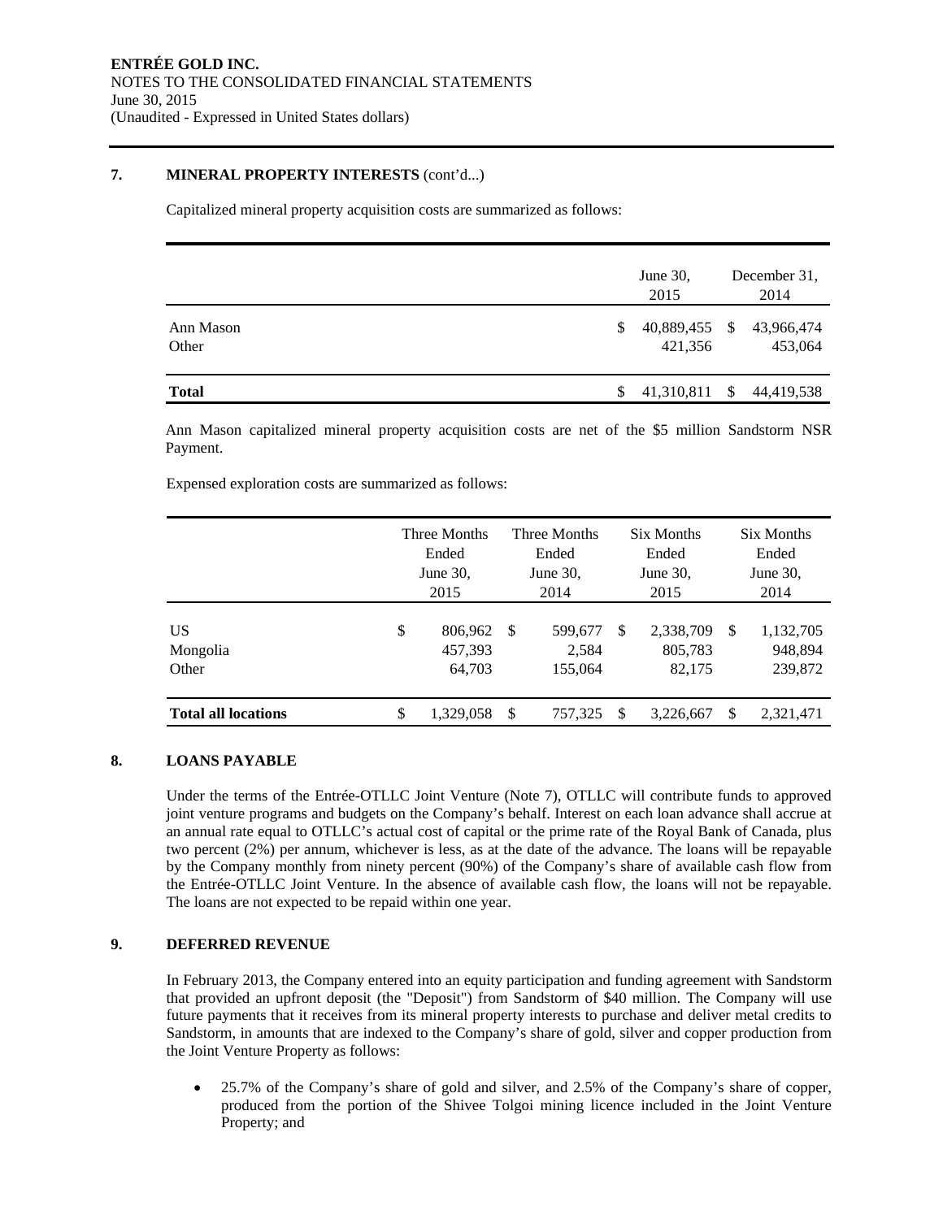ENTRÉE GOLD INC.
NOTES TO THE CONSOLIDATED FINANCIAL STATEMENTS
June 30, 2015
(Unaudited - Expressed in United States dollars)

## 7. MINERAL PROPERTY INTERESTS (cont'd...)

Capitalized mineral property acquisition costs are summarized as follows:

| | June 30, 2015 | December 31, 2014 |
|---|---|---|
| Ann Mason | $ 40,889,455 | $ 43,966,474 |
| Other | 421,356 | 453,064 |
| **Total** | $ 41,310,811 | $ 44,419,538 |

Ann Mason capitalized mineral property acquisition costs are net of the $5 million Sandstorm NSR Payment.

Expensed exploration costs are summarized as follows:

| | Three Months Ended June 30, 2015 | Three Months Ended June 30, 2014 | Six Months Ended June 30, 2015 | Six Months Ended June 30, 2014 |
|---|---|---|---|---|
| US | $ 806,962 | $ 599,677 | $ 2,338,709 | $ 1,132,705 |
| Mongolia | 457,393 | 2,584 | 805,783 | 948,894 |
| Other | 64,703 | 155,064 | 82,175 | 239,872 |
| **Total all locations** | $ 1,329,058 | $ 757,325 | $ 3,226,667 | $ 2,321,471 |

## 8. LOANS PAYABLE

Under the terms of the Entrée-OTLLC Joint Venture (Note 7), OTLLC will contribute funds to approved joint venture programs and budgets on the Company's behalf. Interest on each loan advance shall accrue at an annual rate equal to OTLLC's actual cost of capital or the prime rate of the Royal Bank of Canada, plus two percent (2%) per annum, whichever is less, as at the date of the advance. The loans will be repayable by the Company monthly from ninety percent (90%) of the Company's share of available cash flow from the Entrée-OTLLC Joint Venture. In the absence of available cash flow, the loans will not be repayable. The loans are not expected to be repaid within one year.

## 9. DEFERRED REVENUE

In February 2013, the Company entered into an equity participation and funding agreement with Sandstorm that provided an upfront deposit (the "Deposit") from Sandstorm of $40 million. The Company will use future payments that it receives from its mineral property interests to purchase and deliver metal credits to Sandstorm, in amounts that are indexed to the Company's share of gold, silver and copper production from the Joint Venture Property as follows:

- 25.7% of the Company's share of gold and silver, and 2.5% of the Company's share of copper, produced from the portion of the Shivee Tolgoi mining licence included in the Joint Venture Property; and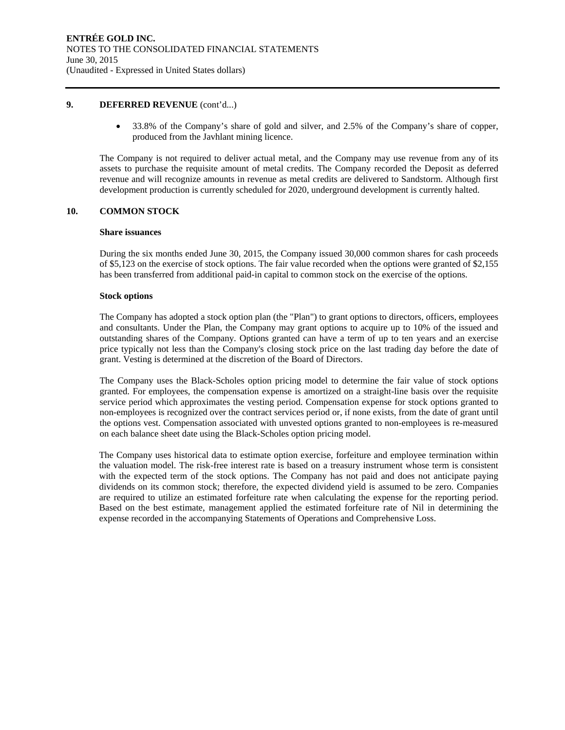## 9. DEFERRED REVENUE (cont'd...)

- 33.8% of the Company's share of gold and silver, and 2.5% of the Company's share of copper, produced from the Javhlant mining licence.

The Company is not required to deliver actual metal, and the Company may use revenue from any of its assets to purchase the requisite amount of metal credits. The Company recorded the Deposit as deferred revenue and will recognize amounts in revenue as metal credits are delivered to Sandstorm. Although first development production is currently scheduled for 2020, underground development is currently halted.

## 10. COMMON STOCK

**Share issuances**

During the six months ended June 30, 2015, the Company issued 30,000 common shares for cash proceeds of $5,123 on the exercise of stock options. The fair value recorded when the options were granted of $2,155 has been transferred from additional paid-in capital to common stock on the exercise of the options.

**Stock options**

The Company has adopted a stock option plan (the "Plan") to grant options to directors, officers, employees and consultants. Under the Plan, the Company may grant options to acquire up to 10% of the issued and outstanding shares of the Company. Options granted can have a term of up to ten years and an exercise price typically not less than the Company's closing stock price on the last trading day before the date of grant. Vesting is determined at the discretion of the Board of Directors.

The Company uses the Black-Scholes option pricing model to determine the fair value of stock options granted. For employees, the compensation expense is amortized on a straight-line basis over the requisite service period which approximates the vesting period. Compensation expense for stock options granted to non-employees is recognized over the contract services period or, if none exists, from the date of grant until the options vest. Compensation associated with unvested options granted to non-employees is re-measured on each balance sheet date using the Black-Scholes option pricing model.

The Company uses historical data to estimate option exercise, forfeiture and employee termination within the valuation model. The risk-free interest rate is based on a treasury instrument whose term is consistent with the expected term of the stock options. The Company has not paid and does not anticipate paying dividends on its common stock; therefore, the expected dividend yield is assumed to be zero. Companies are required to utilize an estimated forfeiture rate when calculating the expense for the reporting period. Based on the best estimate, management applied the estimated forfeiture rate of Nil in determining the expense recorded in the accompanying Statements of Operations and Comprehensive Loss.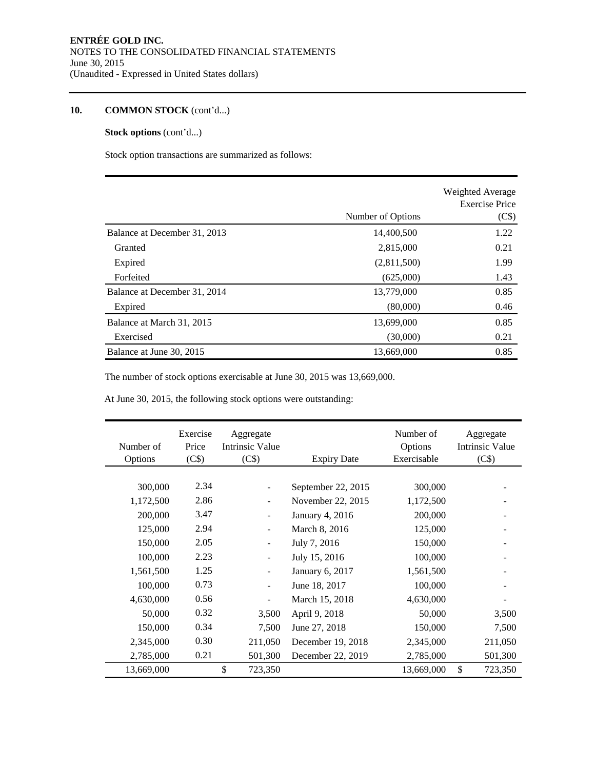## 10. COMMON STOCK (cont'd...)

**Stock options** (cont'd...)

Stock option transactions are summarized as follows:

| | Number of Options | Weighted Average Exercise Price (C$) |
|---|---|---|
| Balance at December 31, 2013 | 14,400,500 | 1.22 |
| Granted | 2,815,000 | 0.21 |
| Expired | (2,811,500) | 1.99 |
| Forfeited | (625,000) | 1.43 |
| Balance at December 31, 2014 | 13,779,000 | 0.85 |
| Expired | (80,000) | 0.46 |
| Balance at March 31, 2015 | 13,699,000 | 0.85 |
| Exercised | (30,000) | 0.21 |
| Balance at June 30, 2015 | 13,669,000 | 0.85 |

The number of stock options exercisable at June 30, 2015 was 13,669,000.

At June 30, 2015, the following stock options were outstanding:

| Number of Options | Exercise Price (C$) | Aggregate Intrinsic Value (C$) | Expiry Date | Number of Options Exercisable | Aggregate Intrinsic Value (C$) |
|---|---|---|---|---|---|
| 300,000 | 2.34 | - | September 22, 2015 | 300,000 | - |
| 1,172,500 | 2.86 | - | November 22, 2015 | 1,172,500 | - |
| 200,000 | 3.47 | - | January 4, 2016 | 200,000 | - |
| 125,000 | 2.94 | - | March 8, 2016 | 125,000 | - |
| 150,000 | 2.05 | - | July 7, 2016 | 150,000 | - |
| 100,000 | 2.23 | - | July 15, 2016 | 100,000 | - |
| 1,561,500 | 1.25 | - | January 6, 2017 | 1,561,500 | - |
| 100,000 | 0.73 | - | June 18, 2017 | 100,000 | - |
| 4,630,000 | 0.56 | - | March 15, 2018 | 4,630,000 | - |
| 50,000 | 0.32 | 3,500 | April 9, 2018 | 50,000 | 3,500 |
| 150,000 | 0.34 | 7,500 | June 27, 2018 | 150,000 | 7,500 |
| 2,345,000 | 0.30 | 211,050 | December 19, 2018 | 2,345,000 | 211,050 |
| 2,785,000 | 0.21 | 501,300 | December 22, 2019 | 2,785,000 | 501,300 |
| 13,669,000 | | $ 723,350 | | 13,669,000 | $ 723,350 |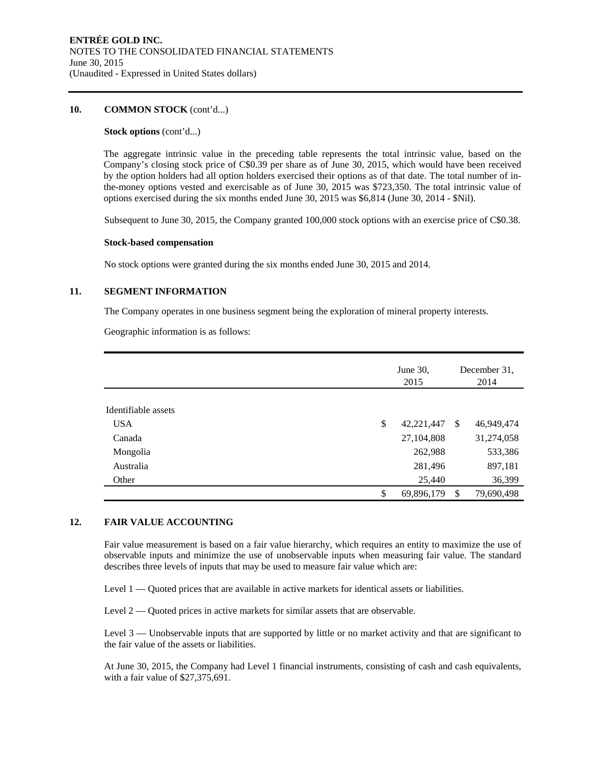**10. COMMON STOCK** (cont'd...)

**Stock options** (cont'd...)

The aggregate intrinsic value in the preceding table represents the total intrinsic value, based on the Company's closing stock price of C$0.39 per share as of June 30, 2015, which would have been received by the option holders had all option holders exercised their options as of that date. The total number of in-the-money options vested and exercisable as of June 30, 2015 was $723,350. The total intrinsic value of options exercised during the six months ended June 30, 2015 was $6,814 (June 30, 2014 - $Nil).

Subsequent to June 30, 2015, the Company granted 100,000 stock options with an exercise price of C$0.38.

**Stock-based compensation**

No stock options were granted during the six months ended June 30, 2015 and 2014.

**11. SEGMENT INFORMATION**

The Company operates in one business segment being the exploration of mineral property interests.

Geographic information is as follows:

| | June 30, 2015 | December 31, 2014 |
|---|---|---|
| Identifiable assets | | |
| USA | $ 42,221,447 | $ 46,949,474 |
| Canada | 27,104,808 | 31,274,058 |
| Mongolia | 262,988 | 533,386 |
| Australia | 281,496 | 897,181 |
| Other | 25,440 | 36,399 |
| | $ 69,896,179 | $ 79,690,498 |

**12. FAIR VALUE ACCOUNTING**

Fair value measurement is based on a fair value hierarchy, which requires an entity to maximize the use of observable inputs and minimize the use of unobservable inputs when measuring fair value. The standard describes three levels of inputs that may be used to measure fair value which are:

Level 1 — Quoted prices that are available in active markets for identical assets or liabilities.

Level 2 — Quoted prices in active markets for similar assets that are observable.

Level 3 — Unobservable inputs that are supported by little or no market activity and that are significant to the fair value of the assets or liabilities.

At June 30, 2015, the Company had Level 1 financial instruments, consisting of cash and cash equivalents, with a fair value of $27,375,691.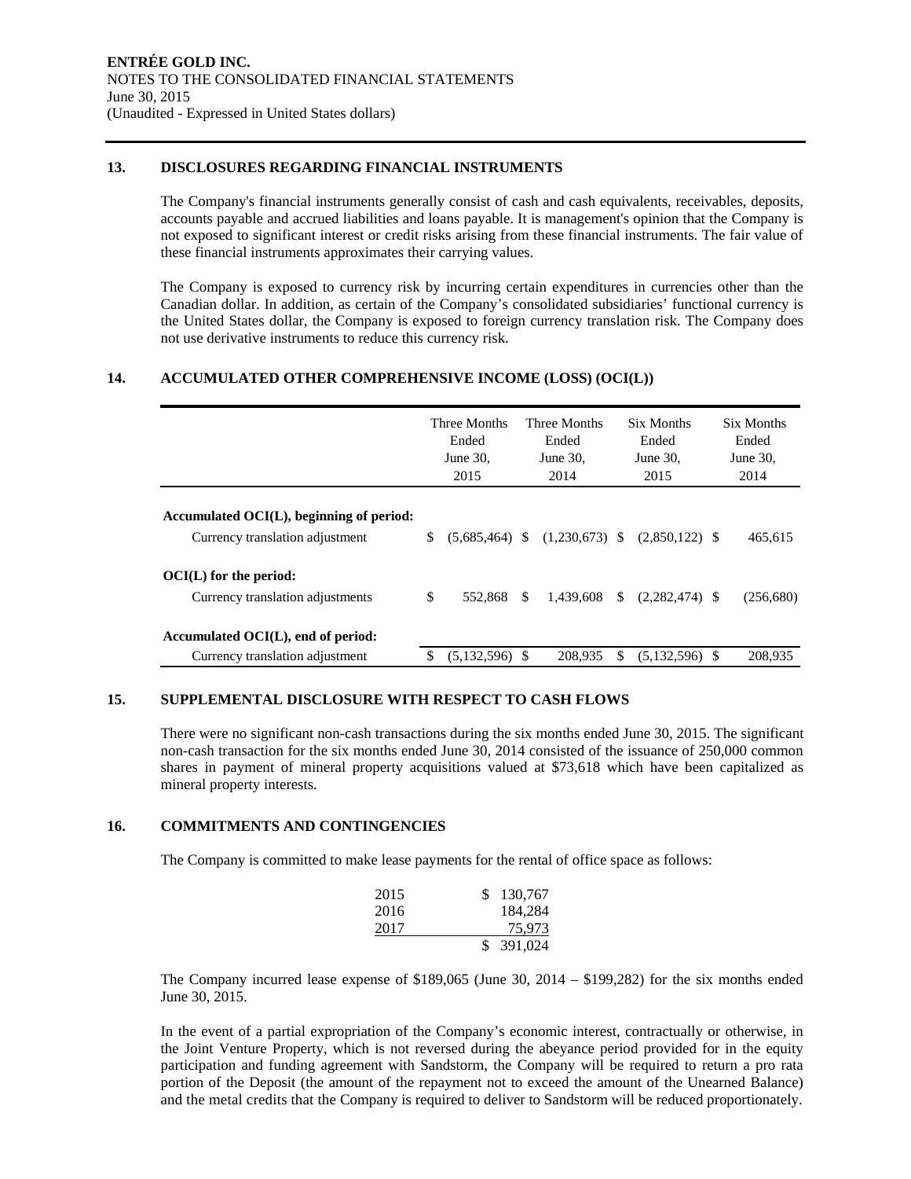### 13. DISCLOSURES REGARDING FINANCIAL INSTRUMENTS

The Company's financial instruments generally consist of cash and cash equivalents, receivables, deposits, accounts payable and accrued liabilities and loans payable. It is management's opinion that the Company is not exposed to significant interest or credit risks arising from these financial instruments. The fair value of these financial instruments approximates their carrying values.

The Company is exposed to currency risk by incurring certain expenditures in currencies other than the Canadian dollar. In addition, as certain of the Company's consolidated subsidiaries' functional currency is the United States dollar, the Company is exposed to foreign currency translation risk. The Company does not use derivative instruments to reduce this currency risk.

### 14. ACCUMULATED OTHER COMPREHENSIVE INCOME (LOSS) (OCI(L))

| | Three Months Ended June 30, 2015 | Three Months Ended June 30, 2014 | Six Months Ended June 30, 2015 | Six Months Ended June 30, 2014 |
|---|---|---|---|---|
| **Accumulated OCI(L), beginning of period:** | | | | |
| Currency translation adjustment | $ (5,685,464) | $ (1,230,673) | $ (2,850,122) | $ 465,615 |
| **OCI(L) for the period:** | | | | |
| Currency translation adjustments | $ 552,868 | $ 1,439,608 | $ (2,282,474) | $ (256,680) |
| **Accumulated OCI(L), end of period:** | | | | |
| Currency translation adjustment | $ (5,132,596) | $ 208,935 | $ (5,132,596) | $ 208,935 |

### 15. SUPPLEMENTAL DISCLOSURE WITH RESPECT TO CASH FLOWS

There were no significant non-cash transactions during the six months ended June 30, 2015. The significant non-cash transaction for the six months ended June 30, 2014 consisted of the issuance of 250,000 common shares in payment of mineral property acquisitions valued at $73,618 which have been capitalized as mineral property interests.

### 16. COMMITMENTS AND CONTINGENCIES

The Company is committed to make lease payments for the rental of office space as follows:

| | |
|---|---|
| 2015 | $ 130,767 |
| 2016 | 184,284 |
| 2017 | 75,973 |
| | $ 391,024 |

The Company incurred lease expense of $189,065 (June 30, 2014 – $199,282) for the six months ended June 30, 2015.

In the event of a partial expropriation of the Company's economic interest, contractually or otherwise, in the Joint Venture Property, which is not reversed during the abeyance period provided for in the equity participation and funding agreement with Sandstorm, the Company will be required to return a pro rata portion of the Deposit (the amount of the repayment not to exceed the amount of the Unearned Balance) and the metal credits that the Company is required to deliver to Sandstorm will be reduced proportionately.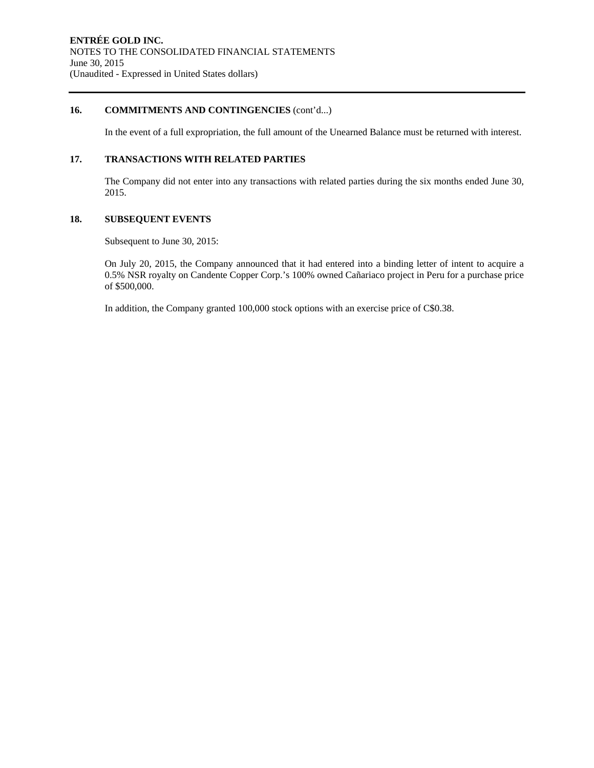## 16. COMMITMENTS AND CONTINGENCIES (cont'd...)

In the event of a full expropriation, the full amount of the Unearned Balance must be returned with interest.

## 17. TRANSACTIONS WITH RELATED PARTIES

The Company did not enter into any transactions with related parties during the six months ended June 30, 2015.

## 18. SUBSEQUENT EVENTS

Subsequent to June 30, 2015:

On July 20, 2015, the Company announced that it had entered into a binding letter of intent to acquire a 0.5% NSR royalty on Candente Copper Corp.'s 100% owned Cañariaco project in Peru for a purchase price of $500,000.

In addition, the Company granted 100,000 stock options with an exercise price of C$0.38.